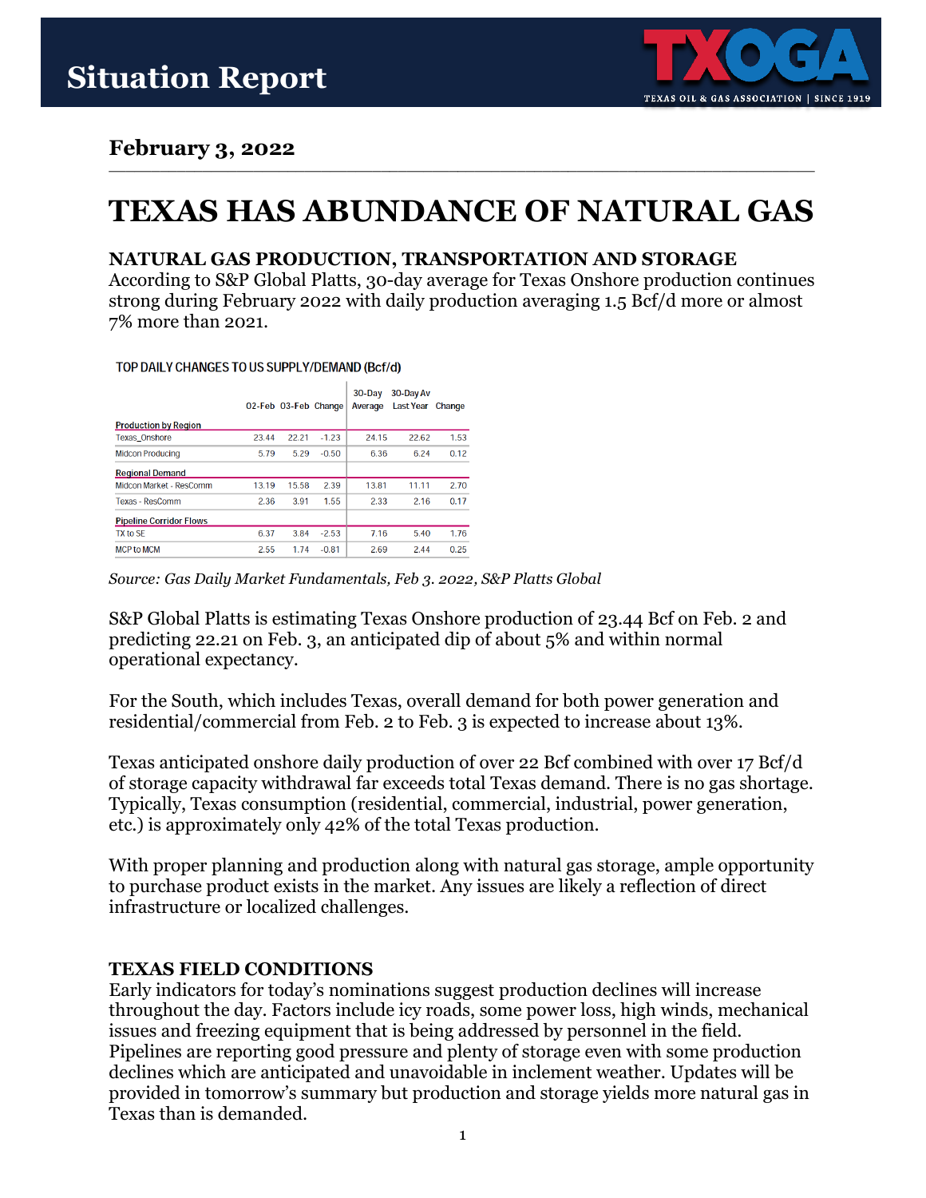# Situation Report

TXOGA — TEXAS OIL & GAS ASSOCIATION | SINCE 1919

## February 3, 2022

# TEXAS HAS ABUNDANCE OF NATURAL GAS

## NATURAL GAS PRODUCTION, TRANSPORTATION AND STORAGE

According to S&P Global Platts, 30-day average for Texas Onshore production continues strong during February 2022 with daily production averaging 1.5 Bcf/d more or almost 7% more than 2021.

TOP DAILY CHANGES TO US SUPPLY/DEMAND (Bcf/d)

| | 02-Feb | 03-Feb | Change | 30-Day Average | 30-Day Av Last Year | Change |
|---|---|---|---|---|---|---|
| **Production by Region** | | | | | | |
| Texas_Onshore | 23.44 | 22.21 | -1.23 | 24.15 | 22.62 | 1.53 |
| Midcon Producing | 5.79 | 5.29 | -0.50 | 6.36 | 6.24 | 0.12 |
| **Regional Demand** | | | | | | |
| Midcon Market - ResComm | 13.19 | 15.58 | 2.39 | 13.81 | 11.11 | 2.70 |
| Texas - ResComm | 2.36 | 3.91 | 1.55 | 2.33 | 2.16 | 0.17 |
| **Pipeline Corridor Flows** | | | | | | |
| TX to SE | 6.37 | 3.84 | -2.53 | 7.16 | 5.40 | 1.76 |
| MCP to MCM | 2.55 | 1.74 | -0.81 | 2.69 | 2.44 | 0.25 |

*Source: Gas Daily Market Fundamentals, Feb 3. 2022, S&P Platts Global*

S&P Global Platts is estimating Texas Onshore production of 23.44 Bcf on Feb. 2 and predicting 22.21 on Feb. 3, an anticipated dip of about 5% and within normal operational expectancy.

For the South, which includes Texas, overall demand for both power generation and residential/commercial from Feb. 2 to Feb. 3 is expected to increase about 13%.

Texas anticipated onshore daily production of over 22 Bcf combined with over 17 Bcf/d of storage capacity withdrawal far exceeds total Texas demand. There is no gas shortage. Typically, Texas consumption (residential, commercial, industrial, power generation, etc.) is approximately only 42% of the total Texas production.

With proper planning and production along with natural gas storage, ample opportunity to purchase product exists in the market. Any issues are likely a reflection of direct infrastructure or localized challenges.

## TEXAS FIELD CONDITIONS

Early indicators for today's nominations suggest production declines will increase throughout the day. Factors include icy roads, some power loss, high winds, mechanical issues and freezing equipment that is being addressed by personnel in the field. Pipelines are reporting good pressure and plenty of storage even with some production declines which are anticipated and unavoidable in inclement weather. Updates will be provided in tomorrow's summary but production and storage yields more natural gas in Texas than is demanded.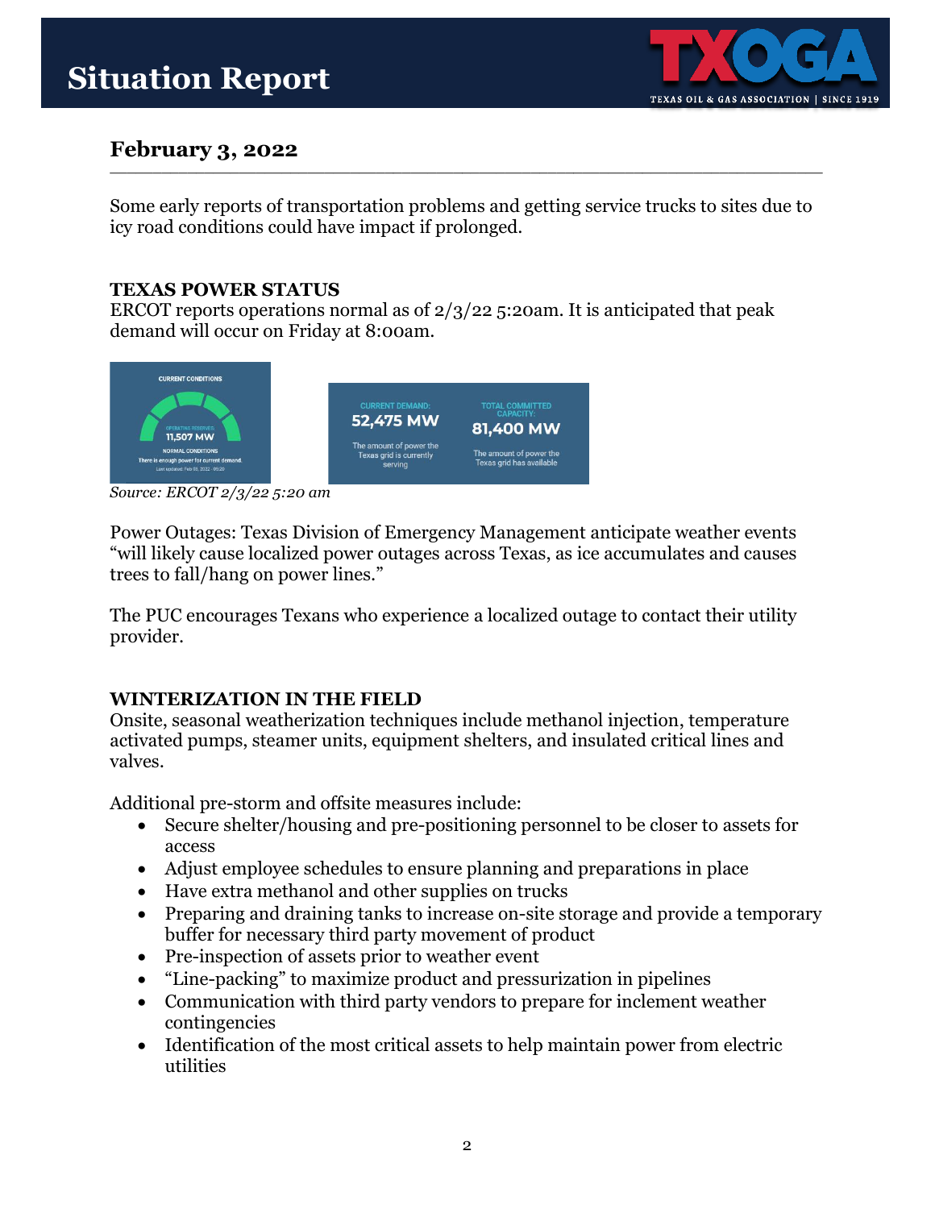# Situation Report

## February 3, 2022

Some early reports of transportation problems and getting service trucks to sites due to icy road conditions could have impact if prolonged.

### TEXAS POWER STATUS

ERCOT reports operations normal as of 2/3/22 5:20am. It is anticipated that peak demand will occur on Friday at 8:00am.

CURRENT CONDITIONS

OPERATING RESERVES 11,507 MW

NORMAL CONDITIONS

There is enough power for current demand.

Last updated: Feb 03, 2022 - 05:20

CURRENT DEMAND: 52,475 MW — The amount of power the Texas grid is currently serving

TOTAL COMMITTED CAPACITY: 81,400 MW — The amount of power the Texas grid has available

*Source: ERCOT 2/3/22 5:20 am*

Power Outages: Texas Division of Emergency Management anticipate weather events "will likely cause localized power outages across Texas, as ice accumulates and causes trees to fall/hang on power lines."

The PUC encourages Texans who experience a localized outage to contact their utility provider.

### WINTERIZATION IN THE FIELD

Onsite, seasonal weatherization techniques include methanol injection, temperature activated pumps, steamer units, equipment shelters, and insulated critical lines and valves.

Additional pre-storm and offsite measures include:

- Secure shelter/housing and pre-positioning personnel to be closer to assets for access
- Adjust employee schedules to ensure planning and preparations in place
- Have extra methanol and other supplies on trucks
- Preparing and draining tanks to increase on-site storage and provide a temporary buffer for necessary third party movement of product
- Pre-inspection of assets prior to weather event
- "Line-packing" to maximize product and pressurization in pipelines
- Communication with third party vendors to prepare for inclement weather contingencies
- Identification of the most critical assets to help maintain power from electric utilities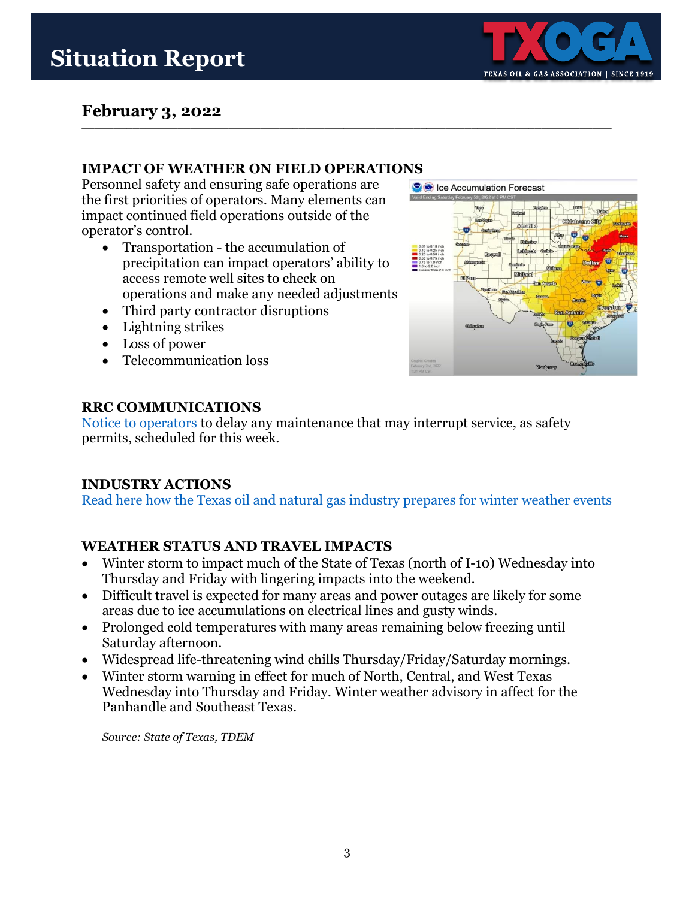# Situation Report

## February 3, 2022

### IMPACT OF WEATHER ON FIELD OPERATIONS

Personnel safety and ensuring safe operations are the first priorities of operators. Many elements can impact continued field operations outside of the operator's control.

- Transportation - the accumulation of precipitation can impact operators' ability to access remote well sites to check on operations and make any needed adjustments
- Third party contractor disruptions
- Lightning strikes
- Loss of power
- Telecommunication loss

### RRC COMMUNICATIONS

[Notice to operators]() to delay any maintenance that may interrupt service, as safety permits, scheduled for this week.

### INDUSTRY ACTIONS

[Read here how the Texas oil and natural gas industry prepares for winter weather events]()

### WEATHER STATUS AND TRAVEL IMPACTS

- Winter storm to impact much of the State of Texas (north of I-10) Wednesday into Thursday and Friday with lingering impacts into the weekend.
- Difficult travel is expected for many areas and power outages are likely for some areas due to ice accumulations on electrical lines and gusty winds.
- Prolonged cold temperatures with many areas remaining below freezing until Saturday afternoon.
- Widespread life-threatening wind chills Thursday/Friday/Saturday mornings.
- Winter storm warning in effect for much of North, Central, and West Texas Wednesday into Thursday and Friday. Winter weather advisory in affect for the Panhandle and Southeast Texas.

*Source: State of Texas, TDEM*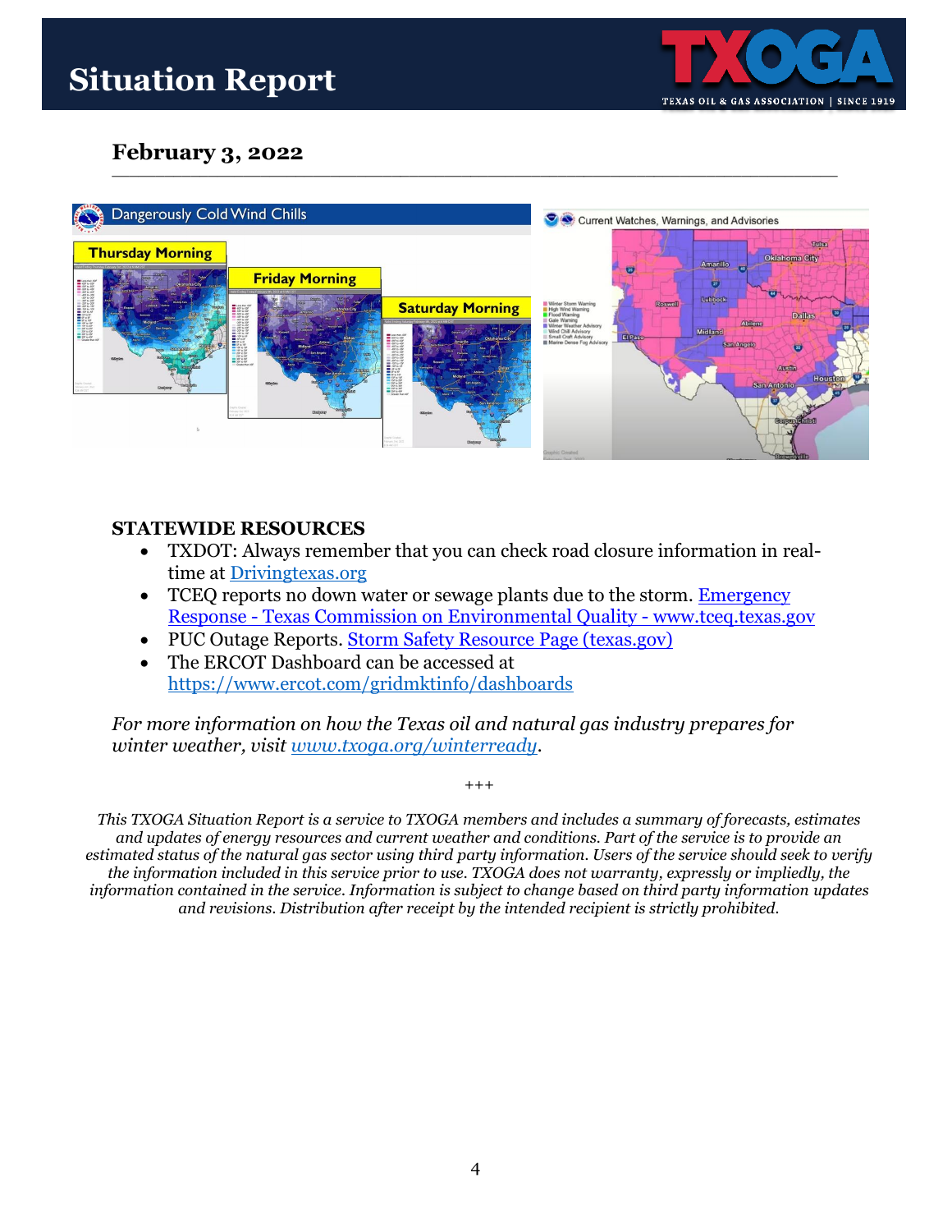# Situation Report

## February 3, 2022

Dangerously Cold Wind Chills

Thursday Morning

Friday Morning

Saturday Morning

Current Watches, Warnings, and Advisories

### STATEWIDE RESOURCES

- TXDOT: Always remember that you can check road closure information in real-time at [Drivingtexas.org](Drivingtexas.org)
- TCEQ reports no down water or sewage plants due to the storm. [Emergency Response - Texas Commission on Environmental Quality - www.tceq.texas.gov](www.tceq.texas.gov)
- PUC Outage Reports. [Storm Safety Resource Page (texas.gov)](texas.gov)
- The ERCOT Dashboard can be accessed at [https://www.ercot.com/gridmktinfo/dashboards](https://www.ercot.com/gridmktinfo/dashboards)

*For more information on how the Texas oil and natural gas industry prepares for winter weather, visit [www.txoga.org/winterready](www.txoga.org/winterready).*

+++

*This TXOGA Situation Report is a service to TXOGA members and includes a summary of forecasts, estimates and updates of energy resources and current weather and conditions. Part of the service is to provide an estimated status of the natural gas sector using third party information. Users of the service should seek to verify the information included in this service prior to use. TXOGA does not warranty, expressly or impliedly, the information contained in the service. Information is subject to change based on third party information updates and revisions. Distribution after receipt by the intended recipient is strictly prohibited.*